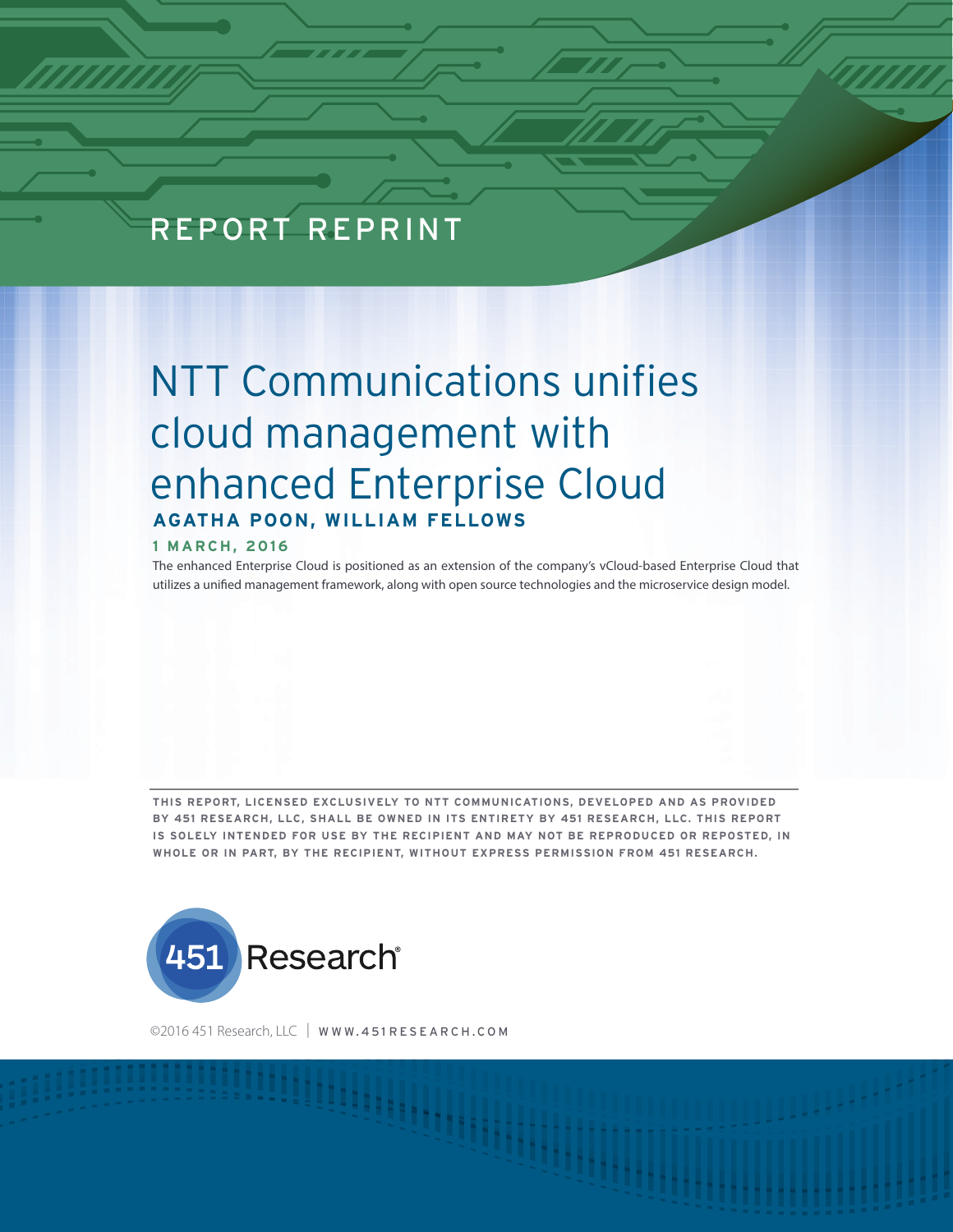REPORT REPRINT

# NTT Communications unifies cloud management with enhanced Enterprise Cloud

**AGATHA POON, WILLIAM FELLOWS**

**1 MARCH, 2016**

The enhanced Enterprise Cloud is positioned as an extension of the company's vCloud-based Enterprise Cloud that utilizes a unified management framework, along with open source technologies and the microservice design model.

**THIS REPORT, LICENSED EXCLUSIVELY TO NTT COMMUNICATIONS, DEVELOPED AND AS PROVIDED BY 451 RESEARCH, LLC, SHALL BE OWNED IN ITS ENTIRETY BY 451 RESEARCH, LLC. THIS REPORT IS SOLELY INTENDED FOR USE BY THE RECIPIENT AND MAY NOT BE REPRODUCED OR REPOSTED, IN WHOLE OR IN PART, BY THE RECIPIENT, WITHOUT EXPRESS PERMISSION FROM 451 RESEARCH.**

451 Research®

©2016 451 Research, LLC | WWW.451RESEARCH.COM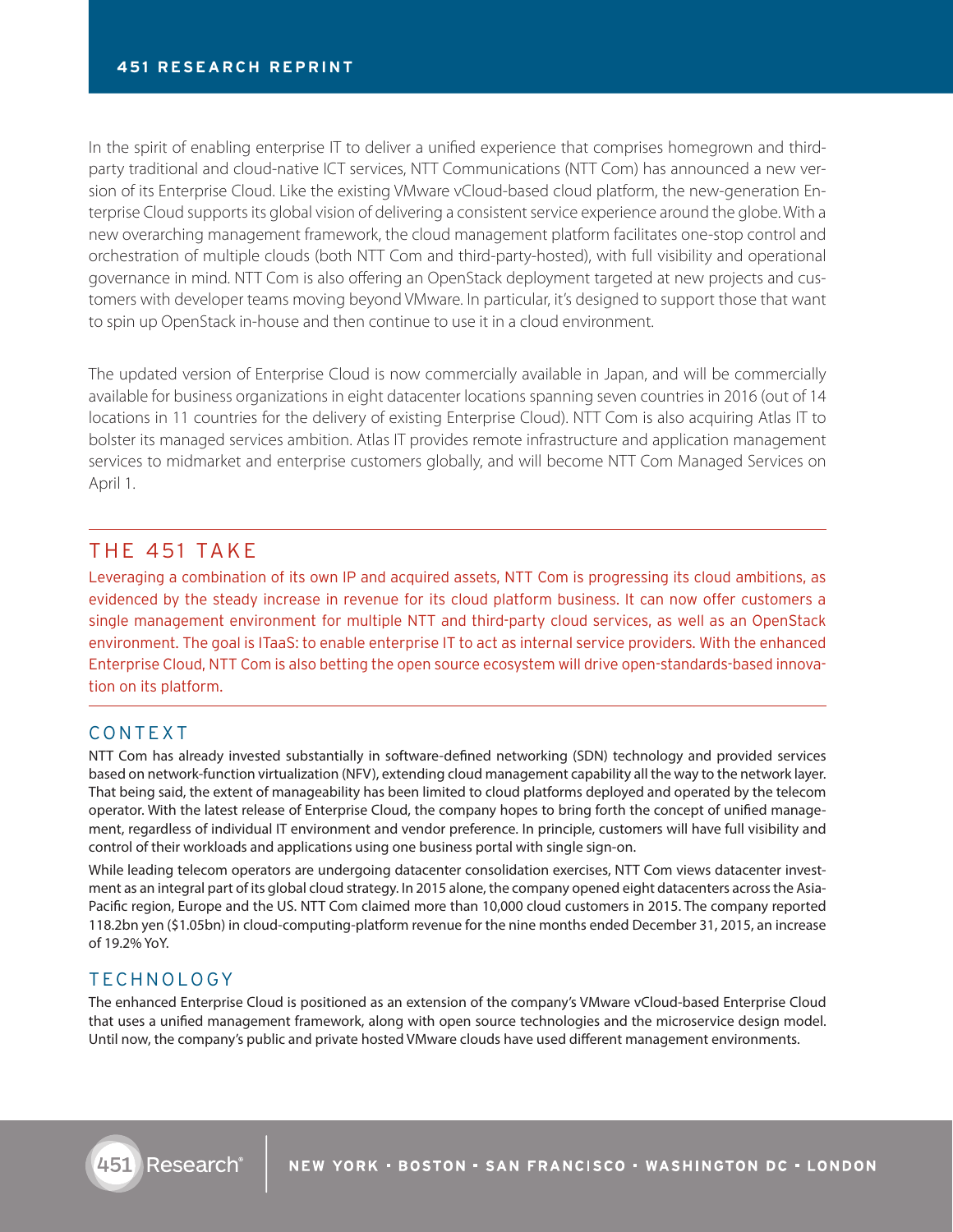In the spirit of enabling enterprise IT to deliver a unified experience that comprises homegrown and third-party traditional and cloud-native ICT services, NTT Communications (NTT Com) has announced a new version of its Enterprise Cloud. Like the existing VMware vCloud-based cloud platform, the new-generation Enterprise Cloud supports its global vision of delivering a consistent service experience around the globe. With a new overarching management framework, the cloud management platform facilitates one-stop control and orchestration of multiple clouds (both NTT Com and third-party-hosted), with full visibility and operational governance in mind. NTT Com is also offering an OpenStack deployment targeted at new projects and customers with developer teams moving beyond VMware. In particular, it's designed to support those that want to spin up OpenStack in-house and then continue to use it in a cloud environment.

The updated version of Enterprise Cloud is now commercially available in Japan, and will be commercially available for business organizations in eight datacenter locations spanning seven countries in 2016 (out of 14 locations in 11 countries for the delivery of existing Enterprise Cloud). NTT Com is also acquiring Atlas IT to bolster its managed services ambition. Atlas IT provides remote infrastructure and application management services to midmarket and enterprise customers globally, and will become NTT Com Managed Services on April 1.

## THE 451 TAKE

Leveraging a combination of its own IP and acquired assets, NTT Com is progressing its cloud ambitions, as evidenced by the steady increase in revenue for its cloud platform business. It can now offer customers a single management environment for multiple NTT and third-party cloud services, as well as an OpenStack environment. The goal is ITaaS: to enable enterprise IT to act as internal service providers. With the enhanced Enterprise Cloud, NTT Com is also betting the open source ecosystem will drive open-standards-based innovation on its platform.

## CONTEXT

NTT Com has already invested substantially in software-defined networking (SDN) technology and provided services based on network-function virtualization (NFV), extending cloud management capability all the way to the network layer. That being said, the extent of manageability has been limited to cloud platforms deployed and operated by the telecom operator. With the latest release of Enterprise Cloud, the company hopes to bring forth the concept of unified management, regardless of individual IT environment and vendor preference. In principle, customers will have full visibility and control of their workloads and applications using one business portal with single sign-on.

While leading telecom operators are undergoing datacenter consolidation exercises, NTT Com views datacenter investment as an integral part of its global cloud strategy. In 2015 alone, the company opened eight datacenters across the Asia-Pacific region, Europe and the US. NTT Com claimed more than 10,000 cloud customers in 2015. The company reported 118.2bn yen ($1.05bn) in cloud-computing-platform revenue for the nine months ended December 31, 2015, an increase of 19.2% YoY.

## TECHNOLOGY

The enhanced Enterprise Cloud is positioned as an extension of the company's VMware vCloud-based Enterprise Cloud that uses a unified management framework, along with open source technologies and the microservice design model. Until now, the company's public and private hosted VMware clouds have used different management environments.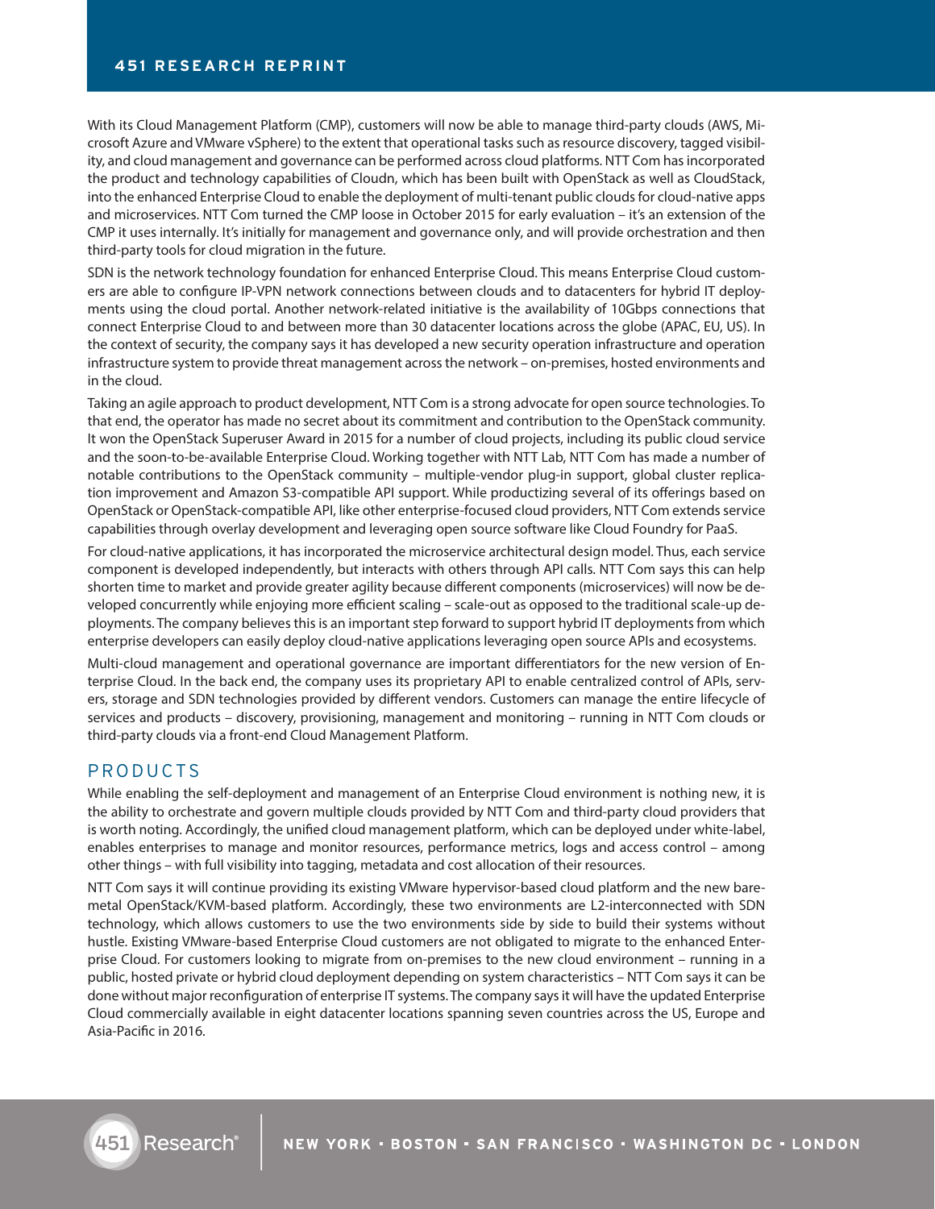With its Cloud Management Platform (CMP), customers will now be able to manage third-party clouds (AWS, Microsoft Azure and VMware vSphere) to the extent that operational tasks such as resource discovery, tagged visibility, and cloud management and governance can be performed across cloud platforms. NTT Com has incorporated the product and technology capabilities of Cloudn, which has been built with OpenStack as well as CloudStack, into the enhanced Enterprise Cloud to enable the deployment of multi-tenant public clouds for cloud-native apps and microservices. NTT Com turned the CMP loose in October 2015 for early evaluation – it's an extension of the CMP it uses internally. It's initially for management and governance only, and will provide orchestration and then third-party tools for cloud migration in the future.

SDN is the network technology foundation for enhanced Enterprise Cloud. This means Enterprise Cloud customers are able to configure IP-VPN network connections between clouds and to datacenters for hybrid IT deployments using the cloud portal. Another network-related initiative is the availability of 10Gbps connections that connect Enterprise Cloud to and between more than 30 datacenter locations across the globe (APAC, EU, US). In the context of security, the company says it has developed a new security operation infrastructure and operation infrastructure system to provide threat management across the network – on-premises, hosted environments and in the cloud.

Taking an agile approach to product development, NTT Com is a strong advocate for open source technologies. To that end, the operator has made no secret about its commitment and contribution to the OpenStack community. It won the OpenStack Superuser Award in 2015 for a number of cloud projects, including its public cloud service and the soon-to-be-available Enterprise Cloud. Working together with NTT Lab, NTT Com has made a number of notable contributions to the OpenStack community – multiple-vendor plug-in support, global cluster replication improvement and Amazon S3-compatible API support. While productizing several of its offerings based on OpenStack or OpenStack-compatible API, like other enterprise-focused cloud providers, NTT Com extends service capabilities through overlay development and leveraging open source software like Cloud Foundry for PaaS.

For cloud-native applications, it has incorporated the microservice architectural design model. Thus, each service component is developed independently, but interacts with others through API calls. NTT Com says this can help shorten time to market and provide greater agility because different components (microservices) will now be developed concurrently while enjoying more efficient scaling – scale-out as opposed to the traditional scale-up deployments. The company believes this is an important step forward to support hybrid IT deployments from which enterprise developers can easily deploy cloud-native applications leveraging open source APIs and ecosystems.

Multi-cloud management and operational governance are important differentiators for the new version of Enterprise Cloud. In the back end, the company uses its proprietary API to enable centralized control of APIs, servers, storage and SDN technologies provided by different vendors. Customers can manage the entire lifecycle of services and products – discovery, provisioning, management and monitoring – running in NTT Com clouds or third-party clouds via a front-end Cloud Management Platform.

## PRODUCTS

While enabling the self-deployment and management of an Enterprise Cloud environment is nothing new, it is the ability to orchestrate and govern multiple clouds provided by NTT Com and third-party cloud providers that is worth noting. Accordingly, the unified cloud management platform, which can be deployed under white-label, enables enterprises to manage and monitor resources, performance metrics, logs and access control – among other things – with full visibility into tagging, metadata and cost allocation of their resources.

NTT Com says it will continue providing its existing VMware hypervisor-based cloud platform and the new bare-metal OpenStack/KVM-based platform. Accordingly, these two environments are L2-interconnected with SDN technology, which allows customers to use the two environments side by side to build their systems without hustle. Existing VMware-based Enterprise Cloud customers are not obligated to migrate to the enhanced Enterprise Cloud. For customers looking to migrate from on-premises to the new cloud environment – running in a public, hosted private or hybrid cloud deployment depending on system characteristics – NTT Com says it can be done without major reconfiguration of enterprise IT systems. The company says it will have the updated Enterprise Cloud commercially available in eight datacenter locations spanning seven countries across the US, Europe and Asia-Pacific in 2016.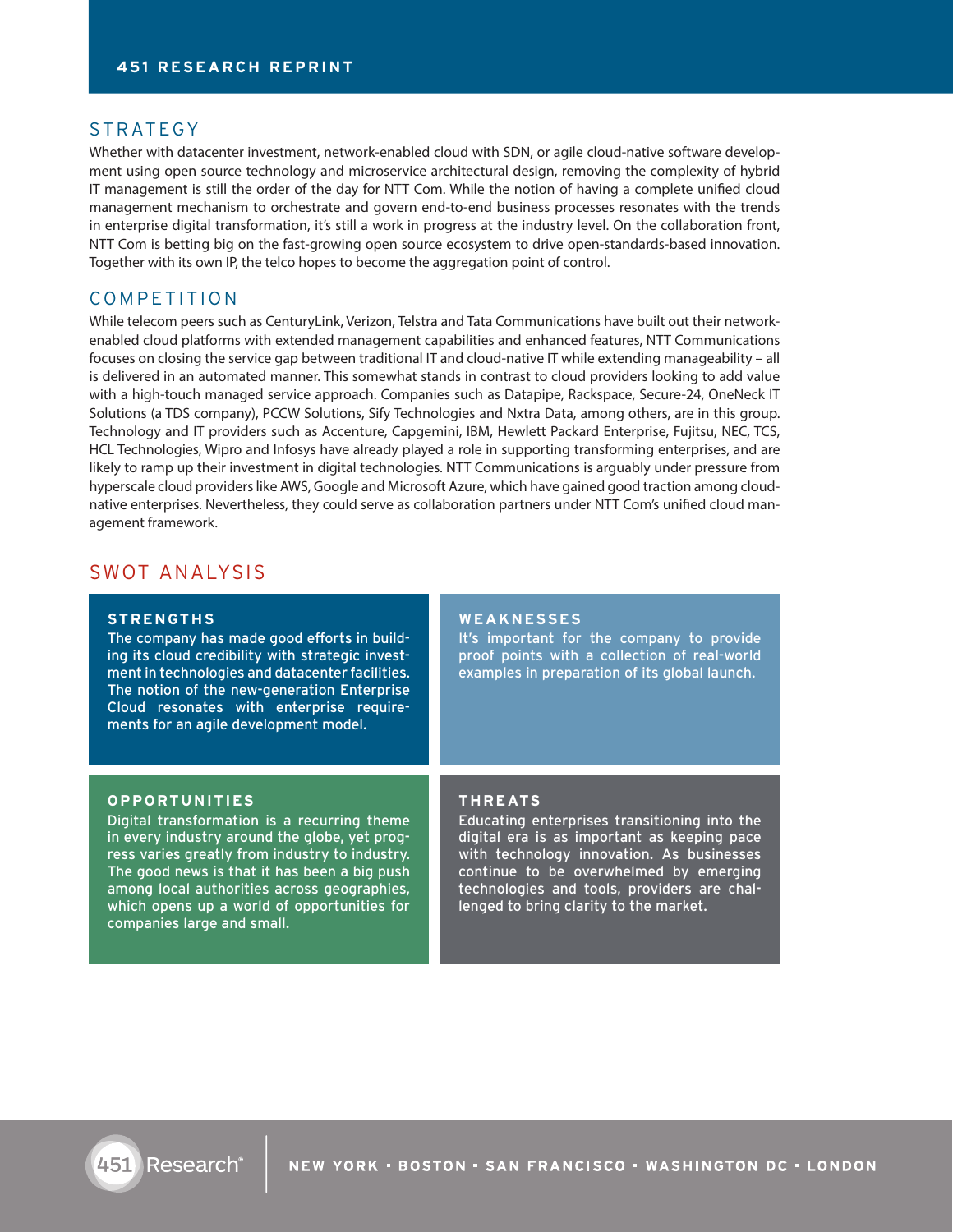## STRATEGY

Whether with datacenter investment, network-enabled cloud with SDN, or agile cloud-native software development using open source technology and microservice architectural design, removing the complexity of hybrid IT management is still the order of the day for NTT Com. While the notion of having a complete unified cloud management mechanism to orchestrate and govern end-to-end business processes resonates with the trends in enterprise digital transformation, it's still a work in progress at the industry level. On the collaboration front, NTT Com is betting big on the fast-growing open source ecosystem to drive open-standards-based innovation. Together with its own IP, the telco hopes to become the aggregation point of control.

## COMPETITION

While telecom peers such as CenturyLink, Verizon, Telstra and Tata Communications have built out their network-enabled cloud platforms with extended management capabilities and enhanced features, NTT Communications focuses on closing the service gap between traditional IT and cloud-native IT while extending manageability – all is delivered in an automated manner. This somewhat stands in contrast to cloud providers looking to add value with a high-touch managed service approach. Companies such as Datapipe, Rackspace, Secure-24, OneNeck IT Solutions (a TDS company), PCCW Solutions, Sify Technologies and Nxtra Data, among others, are in this group. Technology and IT providers such as Accenture, Capgemini, IBM, Hewlett Packard Enterprise, Fujitsu, NEC, TCS, HCL Technologies, Wipro and Infosys have already played a role in supporting transforming enterprises, and are likely to ramp up their investment in digital technologies. NTT Communications is arguably under pressure from hyperscale cloud providers like AWS, Google and Microsoft Azure, which have gained good traction among cloud-native enterprises. Nevertheless, they could serve as collaboration partners under NTT Com's unified cloud management framework.

## SWOT ANALYSIS

### STRENGTHS

The company has made good efforts in building its cloud credibility with strategic investment in technologies and datacenter facilities. The notion of the new-generation Enterprise Cloud resonates with enterprise requirements for an agile development model.

### WEAKNESSES

It's important for the company to provide proof points with a collection of real-world examples in preparation of its global launch.

### OPPORTUNITIES

Digital transformation is a recurring theme in every industry around the globe, yet progress varies greatly from industry to industry. The good news is that it has been a big push among local authorities across geographies, which opens up a world of opportunities for companies large and small.

### THREATS

Educating enterprises transitioning into the digital era is as important as keeping pace with technology innovation. As businesses continue to be overwhelmed by emerging technologies and tools, providers are challenged to bring clarity to the market.